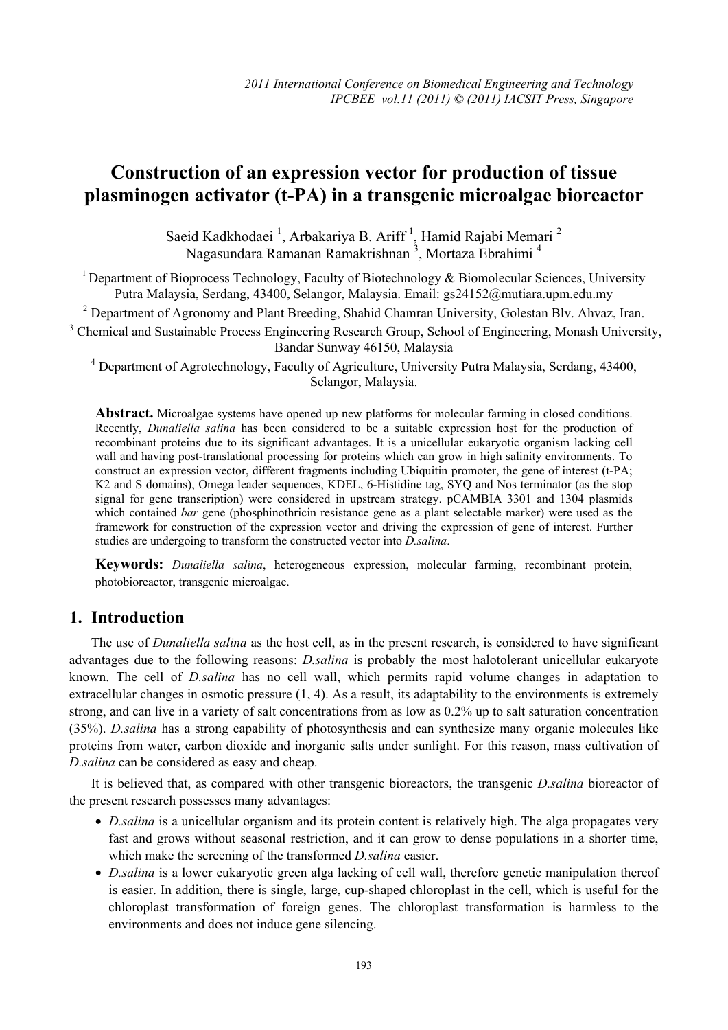# Construction of an expression vector for production of tissue plasminogen activator (t-PA) in a transgenic microalgae bioreactor

Saeid Kadkhodaei [1], Arbakariya B. Ariff [1], Hamid Rajabi Memari [2]
Nagasundara Ramanan Ramakrishnan [3], Mortaza Ebrahimi [4]

[1] Department of Bioprocess Technology, Faculty of Biotechnology & Biomolecular Sciences, University Putra Malaysia, Serdang, 43400, Selangor, Malaysia. Email: gs24152@mutiara.upm.edu.my

[2] Department of Agronomy and Plant Breeding, Shahid Chamran University, Golestan Blv. Ahvaz, Iran.

[3] Chemical and Sustainable Process Engineering Research Group, School of Engineering, Monash University, Bandar Sunway 46150, Malaysia

[4] Department of Agrotechnology, Faculty of Agriculture, University Putra Malaysia, Serdang, 43400, Selangor, Malaysia.

**Abstract.** Microalgae systems have opened up new platforms for molecular farming in closed conditions. Recently, *Dunaliella salina* has been considered to be a suitable expression host for the production of recombinant proteins due to its significant advantages. It is a unicellular eukaryotic organism lacking cell wall and having post-translational processing for proteins which can grow in high salinity environments. To construct an expression vector, different fragments including Ubiquitin promoter, the gene of interest (t-PA; K2 and S domains), Omega leader sequences, KDEL, 6-Histidine tag, SYQ and Nos terminator (as the stop signal for gene transcription) were considered in upstream strategy. pCAMBIA 3301 and 1304 plasmids which contained *bar* gene (phosphinothricin resistance gene as a plant selectable marker) were used as the framework for construction of the expression vector and driving the expression of gene of interest. Further studies are undergoing to transform the constructed vector into *D.salina*.

**Keywords:** *Dunaliella salina*, heterogeneous expression, molecular farming, recombinant protein, photobioreactor, transgenic microalgae.

## 1. Introduction

The use of *Dunaliella salina* as the host cell, as in the present research, is considered to have significant advantages due to the following reasons: *D.salina* is probably the most halotolerant unicellular eukaryote known. The cell of *D.salina* has no cell wall, which permits rapid volume changes in adaptation to extracellular changes in osmotic pressure (1, 4). As a result, its adaptability to the environments is extremely strong, and can live in a variety of salt concentrations from as low as 0.2% up to salt saturation concentration (35%). *D.salina* has a strong capability of photosynthesis and can synthesize many organic molecules like proteins from water, carbon dioxide and inorganic salts under sunlight. For this reason, mass cultivation of *D.salina* can be considered as easy and cheap.

It is believed that, as compared with other transgenic bioreactors, the transgenic *D.salina* bioreactor of the present research possesses many advantages:

- *D.salina* is a unicellular organism and its protein content is relatively high. The alga propagates very fast and grows without seasonal restriction, and it can grow to dense populations in a shorter time, which make the screening of the transformed *D.salina* easier.
- *D.salina* is a lower eukaryotic green alga lacking of cell wall, therefore genetic manipulation thereof is easier. In addition, there is single, large, cup-shaped chloroplast in the cell, which is useful for the chloroplast transformation of foreign genes. The chloroplast transformation is harmless to the environments and does not induce gene silencing.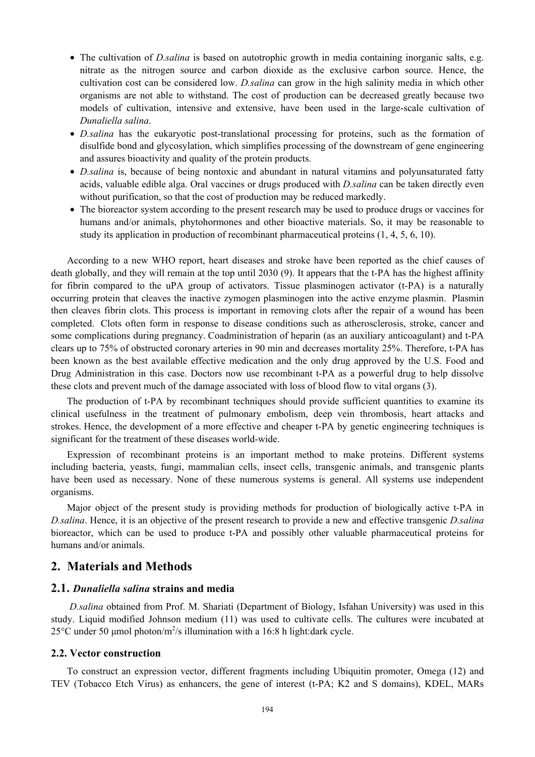- The cultivation of *D.salina* is based on autotrophic growth in media containing inorganic salts, e.g. nitrate as the nitrogen source and carbon dioxide as the exclusive carbon source. Hence, the cultivation cost can be considered low. *D.salina* can grow in the high salinity media in which other organisms are not able to withstand. The cost of production can be decreased greatly because two models of cultivation, intensive and extensive, have been used in the large-scale cultivation of *Dunaliella salina*.
- *D.salina* has the eukaryotic post-translational processing for proteins, such as the formation of disulfide bond and glycosylation, which simplifies processing of the downstream of gene engineering and assures bioactivity and quality of the protein products.
- *D.salina* is, because of being nontoxic and abundant in natural vitamins and polyunsaturated fatty acids, valuable edible alga. Oral vaccines or drugs produced with *D.salina* can be taken directly even without purification, so that the cost of production may be reduced markedly.
- The bioreactor system according to the present research may be used to produce drugs or vaccines for humans and/or animals, phytohormones and other bioactive materials. So, it may be reasonable to study its application in production of recombinant pharmaceutical proteins (1, 4, 5, 6, 10).

According to a new WHO report, heart diseases and stroke have been reported as the chief causes of death globally, and they will remain at the top until 2030 (9). It appears that the t-PA has the highest affinity for fibrin compared to the uPA group of activators. Tissue plasminogen activator (t-PA) is a naturally occurring protein that cleaves the inactive zymogen plasminogen into the active enzyme plasmin. Plasmin then cleaves fibrin clots. This process is important in removing clots after the repair of a wound has been completed. Clots often form in response to disease conditions such as atherosclerosis, stroke, cancer and some complications during pregnancy. Coadministration of heparin (as an auxiliary anticoagulant) and t-PA clears up to 75% of obstructed coronary arteries in 90 min and decreases mortality 25%. Therefore, t-PA has been known as the best available effective medication and the only drug approved by the U.S. Food and Drug Administration in this case. Doctors now use recombinant t-PA as a powerful drug to help dissolve these clots and prevent much of the damage associated with loss of blood flow to vital organs (3).

The production of t-PA by recombinant techniques should provide sufficient quantities to examine its clinical usefulness in the treatment of pulmonary embolism, deep vein thrombosis, heart attacks and strokes. Hence, the development of a more effective and cheaper t-PA by genetic engineering techniques is significant for the treatment of these diseases world-wide.

Expression of recombinant proteins is an important method to make proteins. Different systems including bacteria, yeasts, fungi, mammalian cells, insect cells, transgenic animals, and transgenic plants have been used as necessary. None of these numerous systems is general. All systems use independent organisms.

Major object of the present study is providing methods for production of biologically active t-PA in *D.salina*. Hence, it is an objective of the present research to provide a new and effective transgenic *D.salina* bioreactor, which can be used to produce t-PA and possibly other valuable pharmaceutical proteins for humans and/or animals.

## 2. Materials and Methods

### 2.1. *Dunaliella salina* strains and media

*D.salina* obtained from Prof. M. Shariati (Department of Biology, Isfahan University) was used in this study. Liquid modified Johnson medium (11) was used to cultivate cells. The cultures were incubated at 25°C under 50 µmol photon/$m^2$/s illumination with a 16:8 h light:dark cycle.

### 2.2. Vector construction

To construct an expression vector, different fragments including Ubiquitin promoter, Omega (12) and TEV (Tobacco Etch Virus) as enhancers, the gene of interest (t-PA; K2 and S domains), KDEL, MARs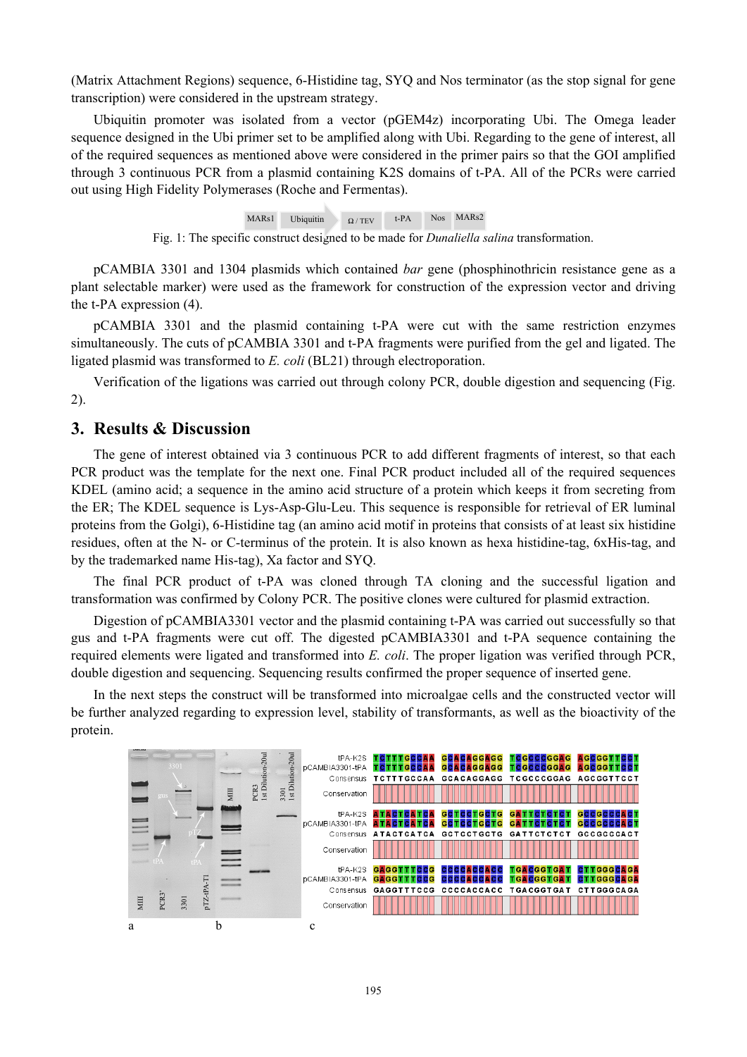(Matrix Attachment Regions) sequence, 6-Histidine tag, SYQ and Nos terminator (as the stop signal for gene transcription) were considered in the upstream strategy.

Ubiquitin promoter was isolated from a vector (pGEM4z) incorporating Ubi. The Omega leader sequence designed in the Ubi primer set to be amplified along with Ubi. Regarding to the gene of interest, all of the required sequences as mentioned above were considered in the primer pairs so that the GOI amplified through 3 continuous PCR from a plasmid containing K2S domains of t-PA. All of the PCRs were carried out using High Fidelity Polymerases (Roche and Fermentas).

MARs1 | Ubiquitin | Ω / TEV | t-PA | Nos | MARs2

Fig. 1: The specific construct designed to be made for *Dunaliella salina* transformation.

pCAMBIA 3301 and 1304 plasmids which contained *bar* gene (phosphinothricin resistance gene as a plant selectable marker) were used as the framework for construction of the expression vector and driving the t-PA expression (4).

pCAMBIA 3301 and the plasmid containing t-PA were cut with the same restriction enzymes simultaneously. The cuts of pCAMBIA 3301 and t-PA fragments were purified from the gel and ligated. The ligated plasmid was transformed to *E. coli* (BL21) through electroporation.

Verification of the ligations was carried out through colony PCR, double digestion and sequencing (Fig. 2).

## 3. Results & Discussion

The gene of interest obtained via 3 continuous PCR to add different fragments of interest, so that each PCR product was the template for the next one. Final PCR product included all of the required sequences KDEL (amino acid; a sequence in the amino acid structure of a protein which keeps it from secreting from the ER; The KDEL sequence is Lys-Asp-Glu-Leu. This sequence is responsible for retrieval of ER luminal proteins from the Golgi), 6-Histidine tag (an amino acid motif in proteins that consists of at least six histidine residues, often at the N- or C-terminus of the protein. It is also known as hexa histidine-tag, 6xHis-tag, and by the trademarked name His-tag), Xa factor and SYQ.

The final PCR product of t-PA was cloned through TA cloning and the successful ligation and transformation was confirmed by Colony PCR. The positive clones were cultured for plasmid extraction.

Digestion of pCAMBIA3301 vector and the plasmid containing t-PA was carried out successfully so that gus and t-PA fragments were cut off. The digested pCAMBIA3301 and t-PA sequence containing the required elements were ligated and transformed into *E. coli*. The proper ligation was verified through PCR, double digestion and sequencing. Sequencing results confirmed the proper sequence of inserted gene.

In the next steps the construct will be transformed into microalgae cells and the constructed vector will be further analyzed regarding to expression level, stability of transformants, as well as the bioactivity of the protein.

| | | | | |
|---|---|---|---|---|
| tPA-K2S | TCTTTGCCAA | GCACAGGAGG | TCGCCCGGAG | AGCGGTTCCT |
| pCAMBIA3301-tPA | TCTTTGCCAA | GCACAGGAGG | TCGCCCGGAG | AGCGGTTCCT |
| Consensus | TCTTTGCCAA | GCACAGGAGG | TCGCCCGGAG | AGCGGTTCCT |
| tPA-K2S | ATACTCATCA | GCTCCTGCTG | GATTCTCTCT | GCCGCCCACT |
| pCAMBIA3301-tPA | ATACTCATCA | GCTCCTGCTG | GATTCTCTCT | GCCGCCCACT |
| Consensus | ATACTCATCA | GCTCCTGCTG | GATTCTCTCT | GCCGCCCACT |
| tPA-K2S | GAGGTTTCCG | CCCCACCACC | TGACGGTGAT | CTTGGGCAGA |
| pCAMBIA3301-tPA | GAGGTTTCCG | CCCCACCACC | TGACGGTGAT | CTTGGGCAGA |
| Consensus | GAGGTTTCCG | CCCCACCACC | TGACGGTGAT | CTTGGGCAGA |

a b c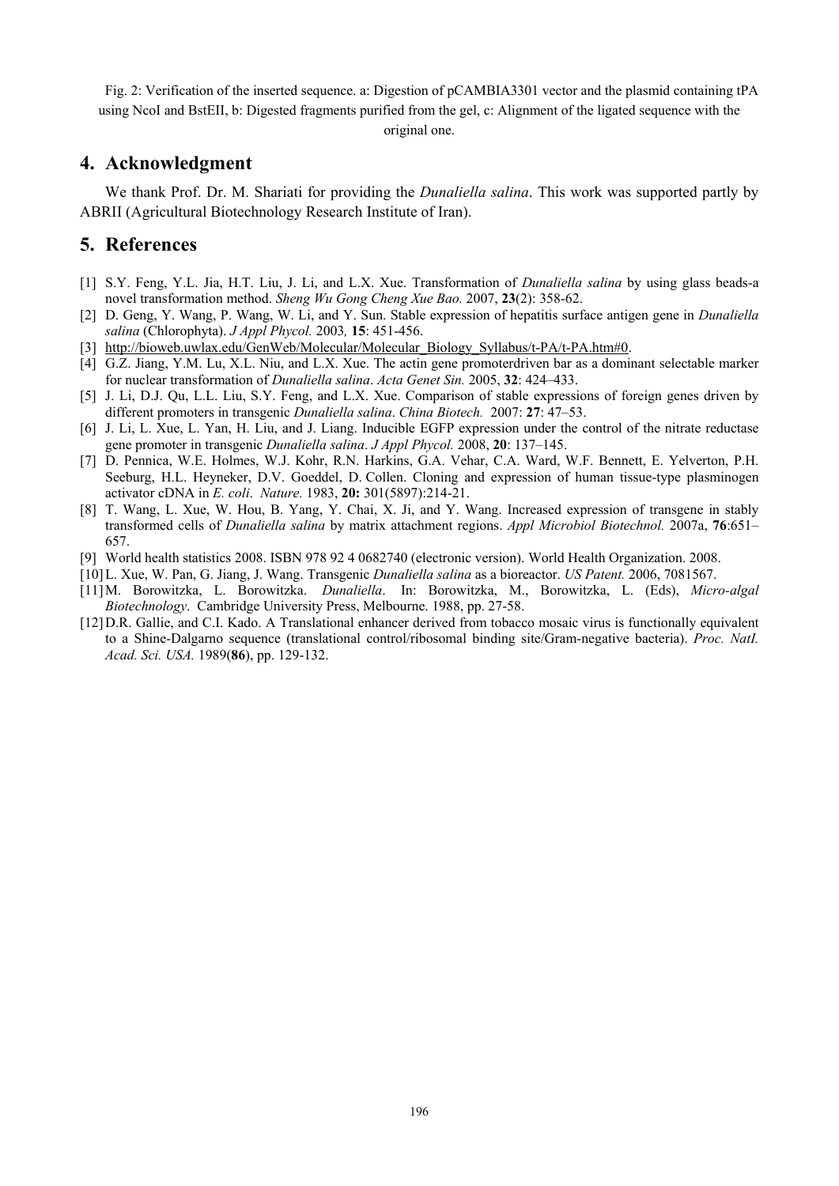Fig. 2: Verification of the inserted sequence. a: Digestion of pCAMBIA3301 vector and the plasmid containing tPA using NcoI and BstEII, b: Digested fragments purified from the gel, c: Alignment of the ligated sequence with the original one.

## 4. Acknowledgment

We thank Prof. Dr. M. Shariati for providing the *Dunaliella salina*. This work was supported partly by ABRII (Agricultural Biotechnology Research Institute of Iran).

## 5. References

[1] S.Y. Feng, Y.L. Jia, H.T. Liu, J. Li, and L.X. Xue. Transformation of *Dunaliella salina* by using glass beads-a novel transformation method. *Sheng Wu Gong Cheng Xue Bao.* 2007, **23**(2): 358-62.

[2] D. Geng, Y. Wang, P. Wang, W. Li, and Y. Sun. Stable expression of hepatitis surface antigen gene in *Dunaliella salina* (Chlorophyta). *J Appl Phycol.* 2003*,* **15**: 451-456.

[3] http://bioweb.uwlax.edu/GenWeb/Molecular/Molecular_Biology_Syllabus/t-PA/t-PA.htm#0.

[4] G.Z. Jiang, Y.M. Lu, X.L. Niu, and L.X. Xue. The actin gene promoterdriven bar as a dominant selectable marker for nuclear transformation of *Dunaliella salina*. *Acta Genet Sin.* 2005, **32**: 424–433.

[5] J. Li, D.J. Qu, L.L. Liu, S.Y. Feng, and L.X. Xue. Comparison of stable expressions of foreign genes driven by different promoters in transgenic *Dunaliella salina*. *China Biotech.* 2007: **27**: 47–53.

[6] J. Li, L. Xue, L. Yan, H. Liu, and J. Liang. Inducible EGFP expression under the control of the nitrate reductase gene promoter in transgenic *Dunaliella salina*. *J Appl Phycol.* 2008, **20**: 137–145.

[7] D. Pennica, W.E. Holmes, W.J. Kohr, R.N. Harkins, G.A. Vehar, C.A. Ward, W.F. Bennett, E. Yelverton, P.H. Seeburg, H.L. Heyneker, D.V. Goeddel, D. Collen. Cloning and expression of human tissue-type plasminogen activator cDNA in *E. coli*. *Nature.* 1983, **20:** 301(5897):214-21.

[8] T. Wang, L. Xue, W. Hou, B. Yang, Y. Chai, X. Ji, and Y. Wang. Increased expression of transgene in stably transformed cells of *Dunaliella salina* by matrix attachment regions. *Appl Microbiol Biotechnol.* 2007a, **76**:651–657.

[9] World health statistics 2008. ISBN 978 92 4 0682740 (electronic version). World Health Organization. 2008.

[10] L. Xue, W. Pan, G. Jiang, J. Wang. Transgenic *Dunaliella salina* as a bioreactor. *US Patent.* 2006, 7081567.

[11] M. Borowitzka, L. Borowitzka. *Dunaliella*. In: Borowitzka, M., Borowitzka, L. (Eds), *Micro-algal Biotechnology*. Cambridge University Press, Melbourne. 1988, pp. 27-58.

[12] D.R. Gallie, and C.I. Kado. A Translational enhancer derived from tobacco mosaic virus is functionally equivalent to a Shine-Dalgarno sequence (translational control/ribosomal binding site/Gram-negative bacteria). *Proc. NatI. Acad. Sci. USA.* 1989(**86**), pp. 129-132.